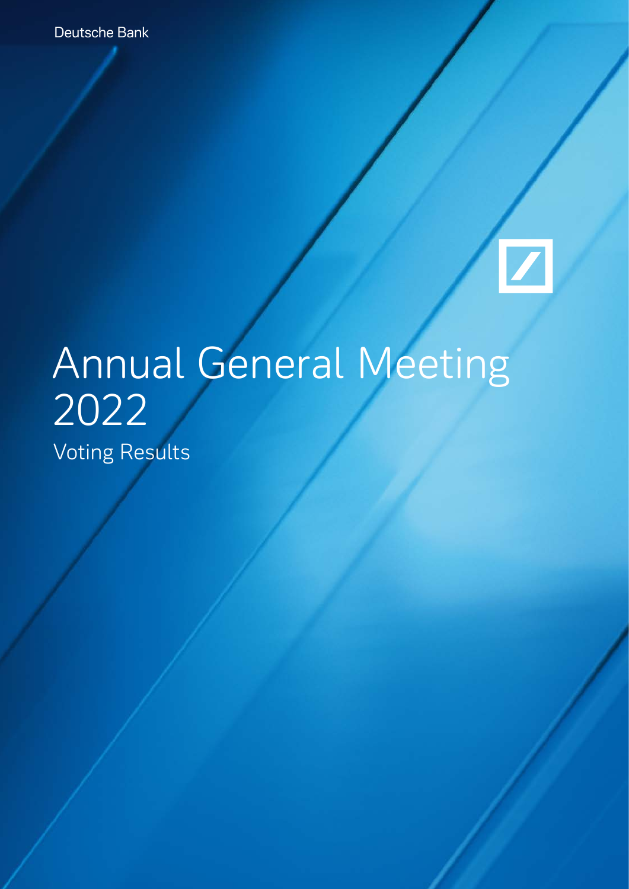Deutsche Bank

# Annual General Meeting 2022

## Voting Results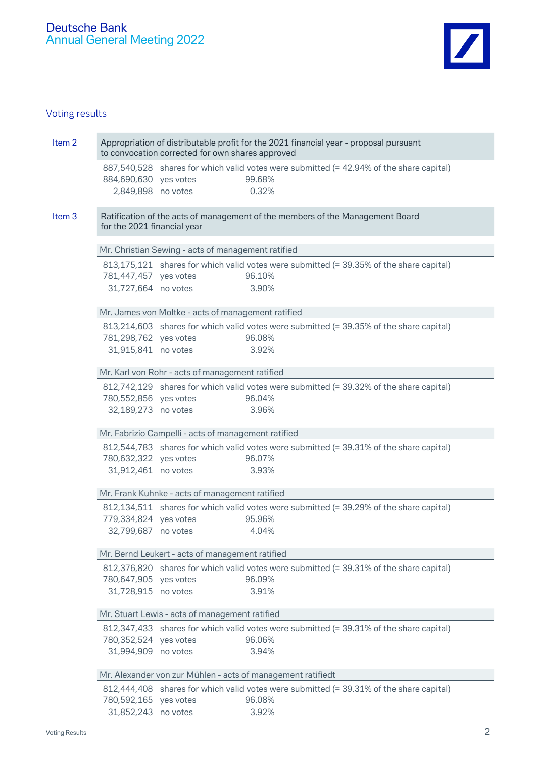# Voting results

## Item 2

**Appropriation of distributable profit for the 2021 financial year - proposal pursuant to convocation corrected for own shares approved**

| | | |
|---|---|---|
| 887,540,528 | shares for which valid votes were submitted (= 42.94% of the share capital) | |
| 884,690,630 | yes votes | 99.68% |
| 2,849,898 | no votes | 0.32% |

## Item 3

**Ratification of the acts of management of the members of the Management Board for the 2021 financial year**

### Mr. Christian Sewing - acts of management ratified

| | | |
|---|---|---|
| 813,175,121 | shares for which valid votes were submitted (= 39.35% of the share capital) | |
| 781,447,457 | yes votes | 96.10% |
| 31,727,664 | no votes | 3.90% |

### Mr. James von Moltke - acts of management ratified

| | | |
|---|---|---|
| 813,214,603 | shares for which valid votes were submitted (= 39.35% of the share capital) | |
| 781,298,762 | yes votes | 96.08% |
| 31,915,841 | no votes | 3.92% |

### Mr. Karl von Rohr - acts of management ratified

| | | |
|---|---|---|
| 812,742,129 | shares for which valid votes were submitted (= 39.32% of the share capital) | |
| 780,552,856 | yes votes | 96.04% |
| 32,189,273 | no votes | 3.96% |

### Mr. Fabrizio Campelli - acts of management ratified

| | | |
|---|---|---|
| 812,544,783 | shares for which valid votes were submitted (= 39.31% of the share capital) | |
| 780,632,322 | yes votes | 96.07% |
| 31,912,461 | no votes | 3.93% |

### Mr. Frank Kuhnke - acts of management ratified

| | | |
|---|---|---|
| 812,134,511 | shares for which valid votes were submitted (= 39.29% of the share capital) | |
| 779,334,824 | yes votes | 95.96% |
| 32,799,687 | no votes | 4.04% |

### Mr. Bernd Leukert - acts of management ratified

| | | |
|---|---|---|
| 812,376,820 | shares for which valid votes were submitted (= 39.31% of the share capital) | |
| 780,647,905 | yes votes | 96.09% |
| 31,728,915 | no votes | 3.91% |

### Mr. Stuart Lewis - acts of management ratified

| | | |
|---|---|---|
| 812,347,433 | shares for which valid votes were submitted (= 39.31% of the share capital) | |
| 780,352,524 | yes votes | 96.06% |
| 31,994,909 | no votes | 3.94% |

### Mr. Alexander von zur Mühlen - acts of management ratifiedt

| | | |
|---|---|---|
| 812,444,408 | shares for which valid votes were submitted (= 39.31% of the share capital) | |
| 780,592,165 | yes votes | 96.08% |
| 31,852,243 | no votes | 3.92% |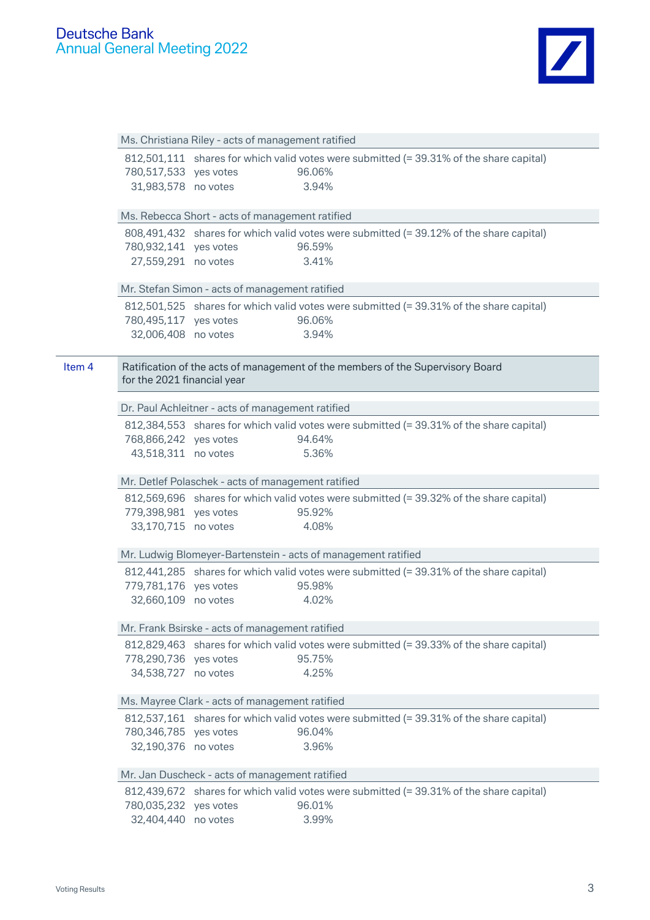### Ms. Christiana Riley - acts of management ratified

| | | |
|---|---|---|
| 812,501,111 | shares for which valid votes were submitted (= 39.31% of the share capital) | |
| 780,517,533 | yes votes | 96.06% |
| 31,983,578 | no votes | 3.94% |

### Ms. Rebecca Short - acts of management ratified

| | | |
|---|---|---|
| 808,491,432 | shares for which valid votes were submitted (= 39.12% of the share capital) | |
| 780,932,141 | yes votes | 96.59% |
| 27,559,291 | no votes | 3.41% |

### Mr. Stefan Simon - acts of management ratified

| | | |
|---|---|---|
| 812,501,525 | shares for which valid votes were submitted (= 39.31% of the share capital) | |
| 780,495,117 | yes votes | 96.06% |
| 32,006,408 | no votes | 3.94% |

## Item 4 – Ratification of the acts of management of the members of the Supervisory Board for the 2021 financial year

### Dr. Paul Achleitner - acts of management ratified

| | | |
|---|---|---|
| 812,384,553 | shares for which valid votes were submitted (= 39.31% of the share capital) | |
| 768,866,242 | yes votes | 94.64% |
| 43,518,311 | no votes | 5.36% |

### Mr. Detlef Polaschek - acts of management ratified

| | | |
|---|---|---|
| 812,569,696 | shares for which valid votes were submitted (= 39.32% of the share capital) | |
| 779,398,981 | yes votes | 95.92% |
| 33,170,715 | no votes | 4.08% |

### Mr. Ludwig Blomeyer-Bartenstein - acts of management ratified

| | | |
|---|---|---|
| 812,441,285 | shares for which valid votes were submitted (= 39.31% of the share capital) | |
| 779,781,176 | yes votes | 95.98% |
| 32,660,109 | no votes | 4.02% |

### Mr. Frank Bsirske - acts of management ratified

| | | |
|---|---|---|
| 812,829,463 | shares for which valid votes were submitted (= 39.33% of the share capital) | |
| 778,290,736 | yes votes | 95.75% |
| 34,538,727 | no votes | 4.25% |

### Ms. Mayree Clark - acts of management ratified

| | | |
|---|---|---|
| 812,537,161 | shares for which valid votes were submitted (= 39.31% of the share capital) | |
| 780,346,785 | yes votes | 96.04% |
| 32,190,376 | no votes | 3.96% |

### Mr. Jan Duscheck - acts of management ratified

| | | |
|---|---|---|
| 812,439,672 | shares for which valid votes were submitted (= 39.31% of the share capital) | |
| 780,035,232 | yes votes | 96.01% |
| 32,404,440 | no votes | 3.99% |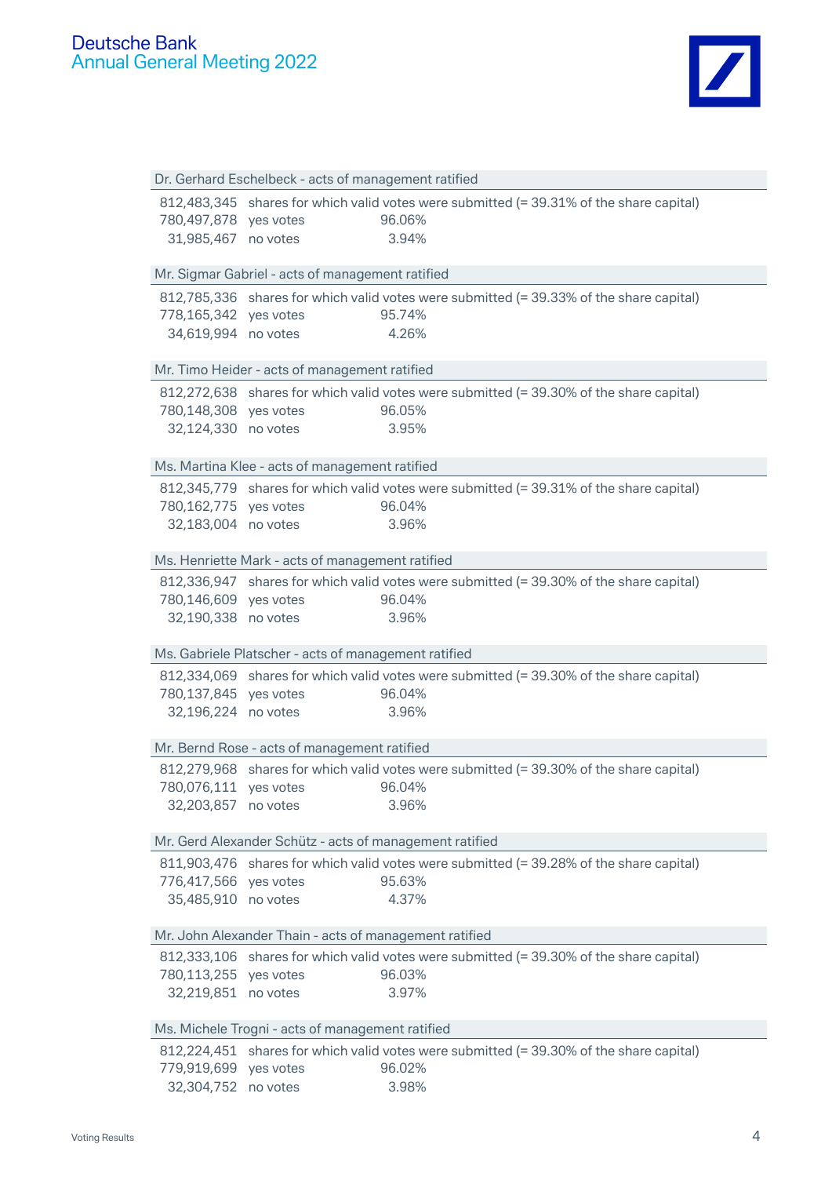Dr. Gerhard Eschelbeck - acts of management ratified

| | | |
|---|---|---|
| 812,483,345 | shares for which valid votes were submitted (= 39.31% of the share capital) | |
| 780,497,878 | yes votes | 96.06% |
| 31,985,467 | no votes | 3.94% |

Mr. Sigmar Gabriel - acts of management ratified

| | | |
|---|---|---|
| 812,785,336 | shares for which valid votes were submitted (= 39.33% of the share capital) | |
| 778,165,342 | yes votes | 95.74% |
| 34,619,994 | no votes | 4.26% |

Mr. Timo Heider - acts of management ratified

| | | |
|---|---|---|
| 812,272,638 | shares for which valid votes were submitted (= 39.30% of the share capital) | |
| 780,148,308 | yes votes | 96.05% |
| 32,124,330 | no votes | 3.95% |

Ms. Martina Klee - acts of management ratified

| | | |
|---|---|---|
| 812,345,779 | shares for which valid votes were submitted (= 39.31% of the share capital) | |
| 780,162,775 | yes votes | 96.04% |
| 32,183,004 | no votes | 3.96% |

Ms. Henriette Mark - acts of management ratified

| | | |
|---|---|---|
| 812,336,947 | shares for which valid votes were submitted (= 39.30% of the share capital) | |
| 780,146,609 | yes votes | 96.04% |
| 32,190,338 | no votes | 3.96% |

Ms. Gabriele Platscher - acts of management ratified

| | | |
|---|---|---|
| 812,334,069 | shares for which valid votes were submitted (= 39.30% of the share capital) | |
| 780,137,845 | yes votes | 96.04% |
| 32,196,224 | no votes | 3.96% |

Mr. Bernd Rose - acts of management ratified

| | | |
|---|---|---|
| 812,279,968 | shares for which valid votes were submitted (= 39.30% of the share capital) | |
| 780,076,111 | yes votes | 96.04% |
| 32,203,857 | no votes | 3.96% |

Mr. Gerd Alexander Schütz - acts of management ratified

| | | |
|---|---|---|
| 811,903,476 | shares for which valid votes were submitted (= 39.28% of the share capital) | |
| 776,417,566 | yes votes | 95.63% |
| 35,485,910 | no votes | 4.37% |

Mr. John Alexander Thain - acts of management ratified

| | | |
|---|---|---|
| 812,333,106 | shares for which valid votes were submitted (= 39.30% of the share capital) | |
| 780,113,255 | yes votes | 96.03% |
| 32,219,851 | no votes | 3.97% |

Ms. Michele Trogni - acts of management ratified

| | | |
|---|---|---|
| 812,224,451 | shares for which valid votes were submitted (= 39.30% of the share capital) | |
| 779,919,699 | yes votes | 96.02% |
| 32,304,752 | no votes | 3.98% |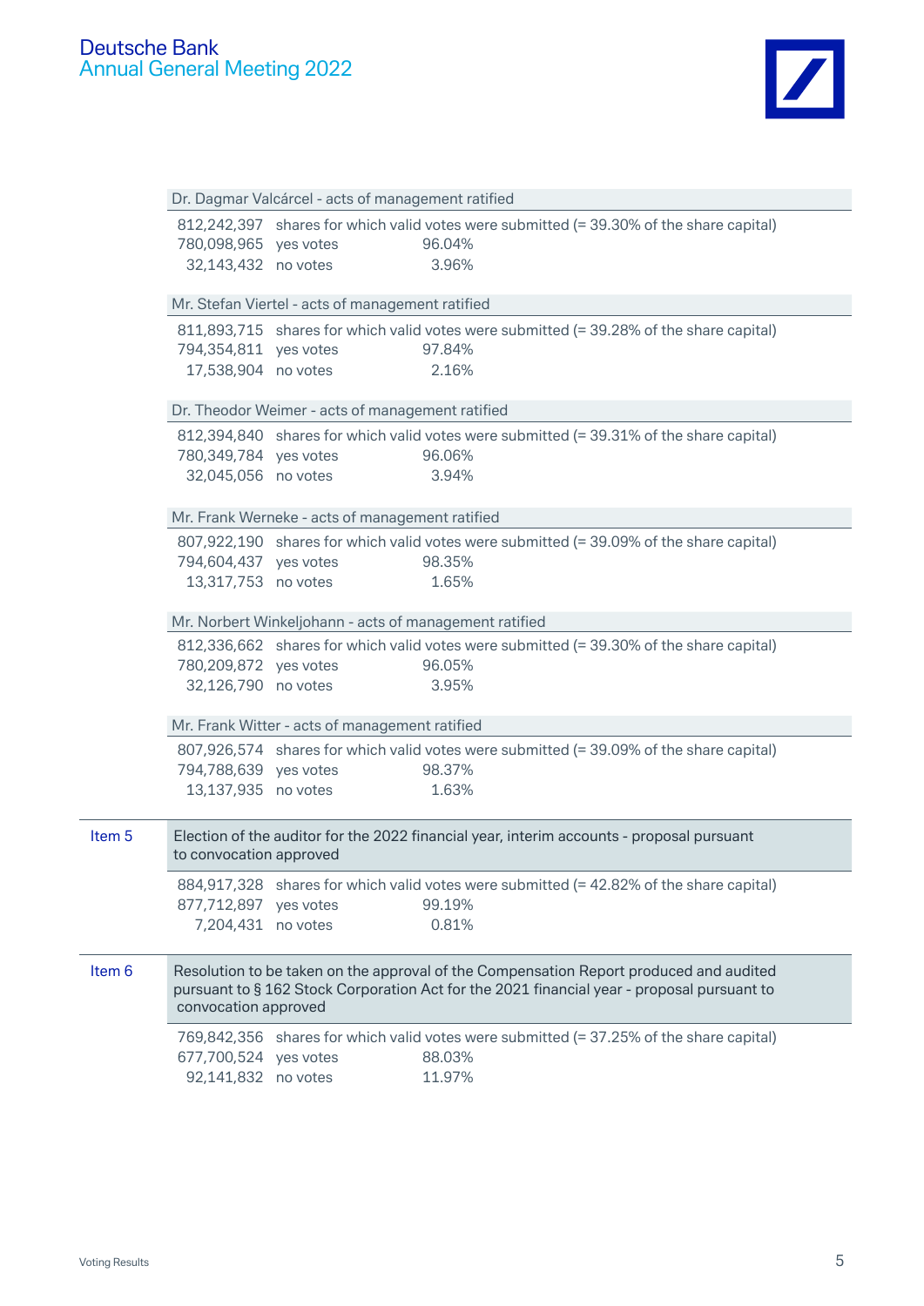**Dr. Dagmar Valcárcel - acts of management ratified**

| | | |
|---|---|---|
| 812,242,397 | shares for which valid votes were submitted (= 39.30% of the share capital) | |
| 780,098,965 | yes votes | 96.04% |
| 32,143,432 | no votes | 3.96% |

**Mr. Stefan Viertel - acts of management ratified**

| | | |
|---|---|---|
| 811,893,715 | shares for which valid votes were submitted (= 39.28% of the share capital) | |
| 794,354,811 | yes votes | 97.84% |
| 17,538,904 | no votes | 2.16% |

**Dr. Theodor Weimer - acts of management ratified**

| | | |
|---|---|---|
| 812,394,840 | shares for which valid votes were submitted (= 39.31% of the share capital) | |
| 780,349,784 | yes votes | 96.06% |
| 32,045,056 | no votes | 3.94% |

**Mr. Frank Werneke - acts of management ratified**

| | | |
|---|---|---|
| 807,922,190 | shares for which valid votes were submitted (= 39.09% of the share capital) | |
| 794,604,437 | yes votes | 98.35% |
| 13,317,753 | no votes | 1.65% |

**Mr. Norbert Winkeljohann - acts of management ratified**

| | | |
|---|---|---|
| 812,336,662 | shares for which valid votes were submitted (= 39.30% of the share capital) | |
| 780,209,872 | yes votes | 96.05% |
| 32,126,790 | no votes | 3.95% |

**Mr. Frank Witter - acts of management ratified**

| | | |
|---|---|---|
| 807,926,574 | shares for which valid votes were submitted (= 39.09% of the share capital) | |
| 794,788,639 | yes votes | 98.37% |
| 13,137,935 | no votes | 1.63% |

## Item 5

**Election of the auditor for the 2022 financial year, interim accounts - proposal pursuant to convocation approved**

| | | |
|---|---|---|
| 884,917,328 | shares for which valid votes were submitted (= 42.82% of the share capital) | |
| 877,712,897 | yes votes | 99.19% |
| 7,204,431 | no votes | 0.81% |

## Item 6

**Resolution to be taken on the approval of the Compensation Report produced and audited pursuant to § 162 Stock Corporation Act for the 2021 financial year - proposal pursuant to convocation approved**

| | | |
|---|---|---|
| 769,842,356 | shares for which valid votes were submitted (= 37.25% of the share capital) | |
| 677,700,524 | yes votes | 88.03% |
| 92,141,832 | no votes | 11.97% |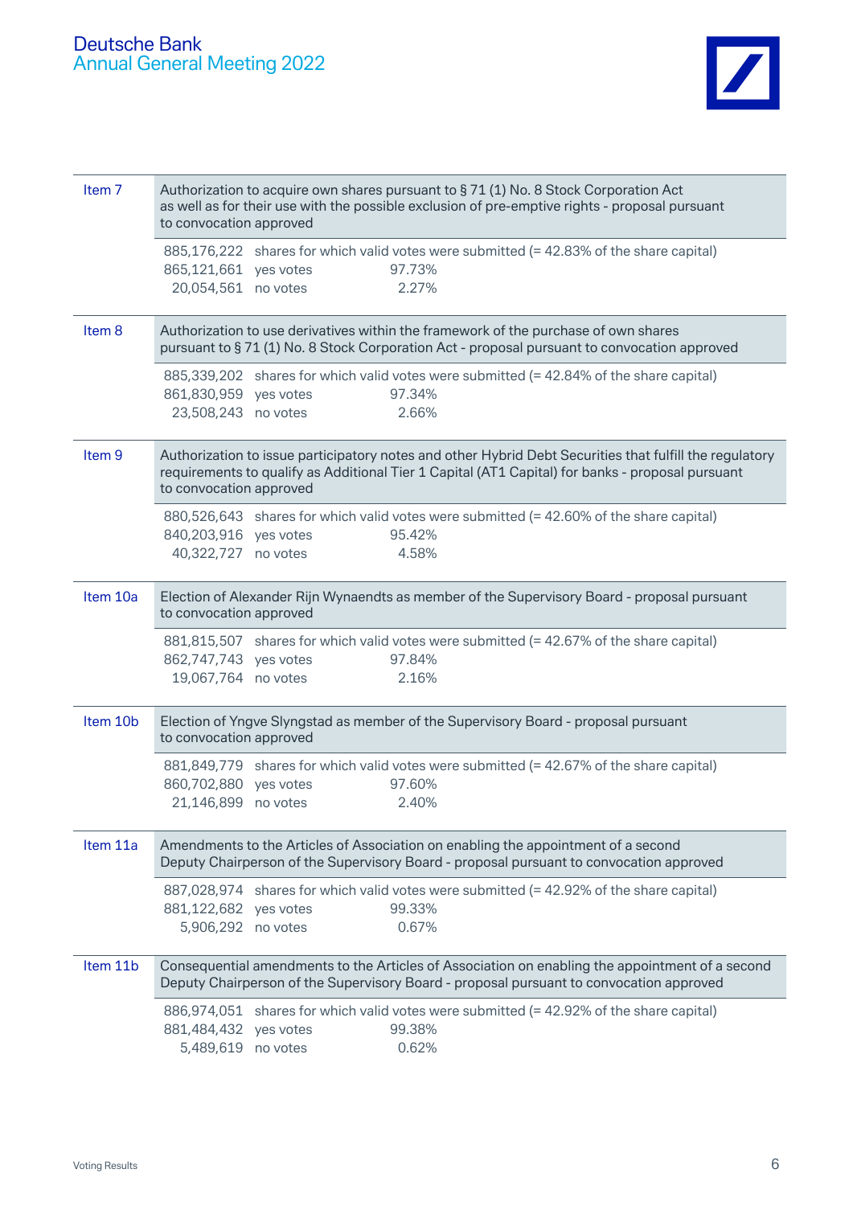| Item 7 | Authorization to acquire own shares pursuant to § 71 (1) No. 8 Stock Corporation Act as well as for their use with the possible exclusion of pre-emptive rights - proposal pursuant to convocation approved | |
|---|---|---|
| | 885,176,222 shares for which valid votes were submitted (= 42.83% of the share capital) | |
| | 865,121,661 yes votes | 97.73% |
| | 20,054,561 no votes | 2.27% |

| Item 8 | Authorization to use derivatives within the framework of the purchase of own shares pursuant to § 71 (1) No. 8 Stock Corporation Act - proposal pursuant to convocation approved | |
|---|---|---|
| | 885,339,202 shares for which valid votes were submitted (= 42.84% of the share capital) | |
| | 861,830,959 yes votes | 97.34% |
| | 23,508,243 no votes | 2.66% |

| Item 9 | Authorization to issue participatory notes and other Hybrid Debt Securities that fulfill the regulatory requirements to qualify as Additional Tier 1 Capital (AT1 Capital) for banks - proposal pursuant to convocation approved | |
|---|---|---|
| | 880,526,643 shares for which valid votes were submitted (= 42.60% of the share capital) | |
| | 840,203,916 yes votes | 95.42% |
| | 40,322,727 no votes | 4.58% |

| Item 10a | Election of Alexander Rijn Wynaendts as member of the Supervisory Board - proposal pursuant to convocation approved | |
|---|---|---|
| | 881,815,507 shares for which valid votes were submitted (= 42.67% of the share capital) | |
| | 862,747,743 yes votes | 97.84% |
| | 19,067,764 no votes | 2.16% |

| Item 10b | Election of Yngve Slyngstad as member of the Supervisory Board - proposal pursuant to convocation approved | |
|---|---|---|
| | 881,849,779 shares for which valid votes were submitted (= 42.67% of the share capital) | |
| | 860,702,880 yes votes | 97.60% |
| | 21,146,899 no votes | 2.40% |

| Item 11a | Amendments to the Articles of Association on enabling the appointment of a second Deputy Chairperson of the Supervisory Board - proposal pursuant to convocation approved | |
|---|---|---|
| | 887,028,974 shares for which valid votes were submitted (= 42.92% of the share capital) | |
| | 881,122,682 yes votes | 99.33% |
| | 5,906,292 no votes | 0.67% |

| Item 11b | Consequential amendments to the Articles of Association on enabling the appointment of a second Deputy Chairperson of the Supervisory Board - proposal pursuant to convocation approved | |
|---|---|---|
| | 886,974,051 shares for which valid votes were submitted (= 42.92% of the share capital) | |
| | 881,484,432 yes votes | 99.38% |
| | 5,489,619 no votes | 0.62% |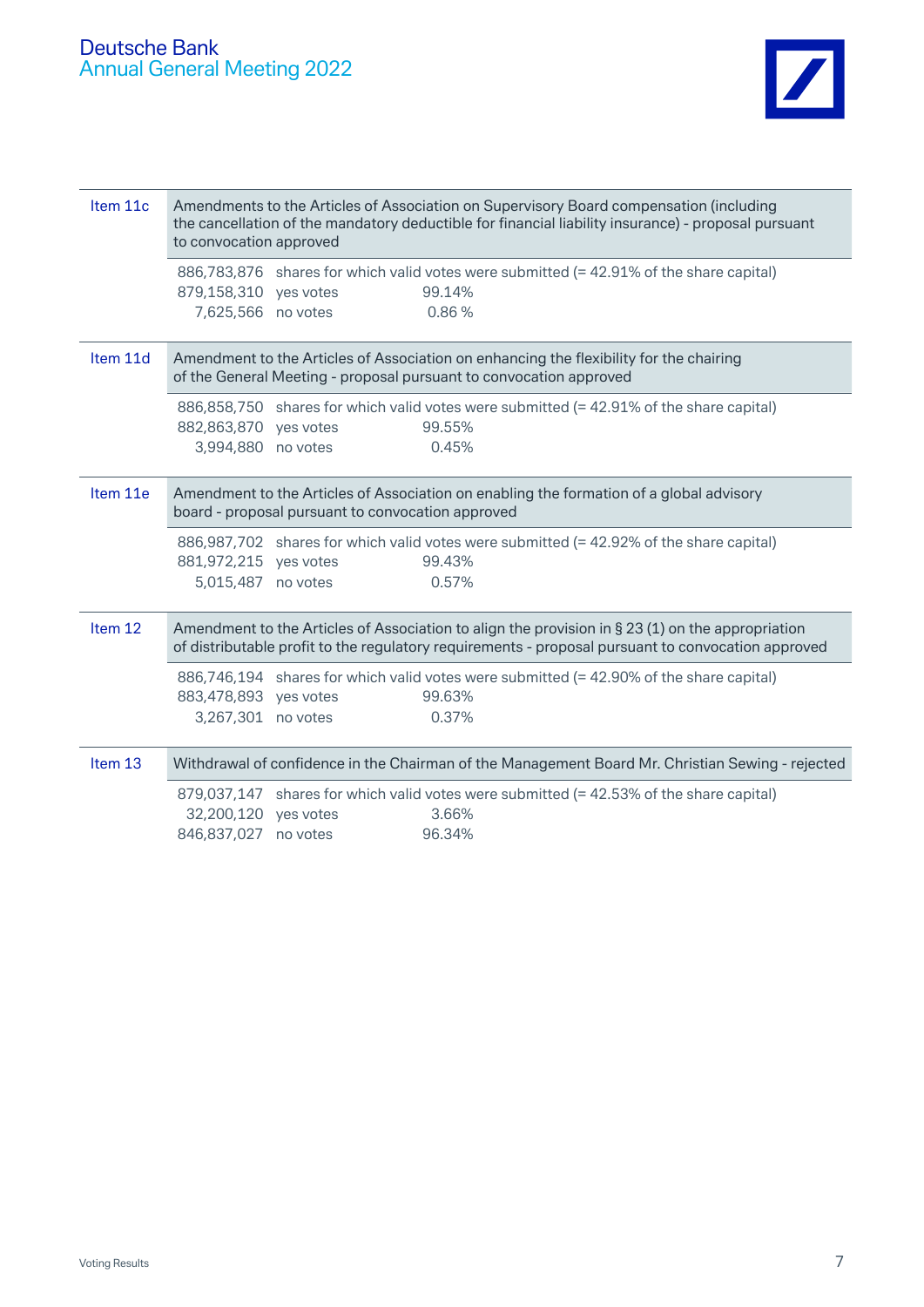| Item | Description | | |
|---|---|---|---|
| Item 11c | Amendments to the Articles of Association on Supervisory Board compensation (including the cancellation of the mandatory deductible for financial liability insurance) - proposal pursuant to convocation approved | | |
| | 886,783,876 | shares for which valid votes were submitted (= 42.91% of the share capital) | |
| | 879,158,310 | yes votes | 99.14% |
| | 7,625,566 | no votes | 0.86 % |
| Item 11d | Amendment to the Articles of Association on enhancing the flexibility for the chairing of the General Meeting - proposal pursuant to convocation approved | | |
| | 886,858,750 | shares for which valid votes were submitted (= 42.91% of the share capital) | |
| | 882,863,870 | yes votes | 99.55% |
| | 3,994,880 | no votes | 0.45% |
| Item 11e | Amendment to the Articles of Association on enabling the formation of a global advisory board - proposal pursuant to convocation approved | | |
| | 886,987,702 | shares for which valid votes were submitted (= 42.92% of the share capital) | |
| | 881,972,215 | yes votes | 99.43% |
| | 5,015,487 | no votes | 0.57% |
| Item 12 | Amendment to the Articles of Association to align the provision in § 23 (1) on the appropriation of distributable profit to the regulatory requirements - proposal pursuant to convocation approved | | |
| | 886,746,194 | shares for which valid votes were submitted (= 42.90% of the share capital) | |
| | 883,478,893 | yes votes | 99.63% |
| | 3,267,301 | no votes | 0.37% |
| Item 13 | Withdrawal of confidence in the Chairman of the Management Board Mr. Christian Sewing - rejected | | |
| | 879,037,147 | shares for which valid votes were submitted (= 42.53% of the share capital) | |
| | 32,200,120 | yes votes | 3.66% |
| | 846,837,027 | no votes | 96.34% |